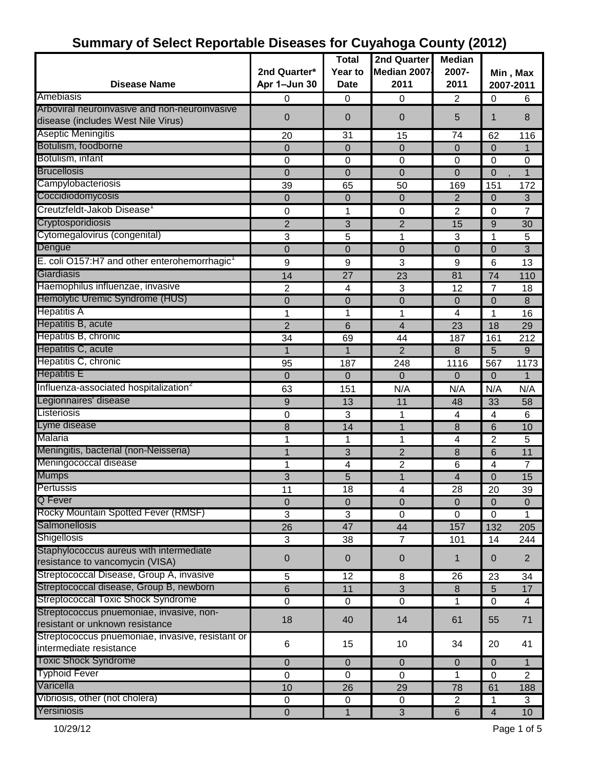# Summary of Select Reportable Diseases for Cuyahoga County (2012)

| Disease Name | 2nd Quarter* Apr 1–Jun 30 | Total Year to Date | 2nd Quarter Median 2007-2011 | Median 2007-2011 | Min , Max 2007-2011 | |
|---|---|---|---|---|---|---|
| Amebiasis | 0 | 0 | 0 | 2 | 0 | 6 |
| Arboviral neuroinvasive and non-neuroinvasive disease (includes West Nile Virus) | 0 | 0 | 0 | 5 | 1 | 8 |
| Aseptic Meningitis | 20 | 31 | 15 | 74 | 62 | 116 |
| Botulism, foodborne | 0 | 0 | 0 | 0 | 0 | 1 |
| Botulism, infant | 0 | 0 | 0 | 0 | 0 | 0 |
| Brucellosis | 0 | 0 | 0 | 0 | 0 | 1 |
| Campylobacteriosis | 39 | 65 | 50 | 169 | 151 | 172 |
| Coccidiodomycosis | 0 | 0 | 0 | 2 | 0 | 3 |
| Creutzfeldt-Jakob Disease[1] | 0 | 1 | 0 | 2 | 0 | 7 |
| Cryptosporidiosis | 2 | 3 | 2 | 15 | 9 | 30 |
| Cytomegalovirus (congenital) | 3 | 5 | 1 | 3 | 1 | 5 |
| Dengue | 0 | 0 | 0 | 0 | 0 | 3 |
| E. coli O157:H7 and other enterohemorrhagic[1] | 9 | 9 | 3 | 9 | 6 | 13 |
| Giardiasis | 14 | 27 | 23 | 81 | 74 | 110 |
| Haemophilus influenzae, invasive | 2 | 4 | 3 | 12 | 7 | 18 |
| Hemolytic Uremic Syndrome (HUS) | 0 | 0 | 0 | 0 | 0 | 8 |
| Hepatitis A | 1 | 1 | 1 | 4 | 1 | 16 |
| Hepatitis B, acute | 2 | 6 | 4 | 23 | 18 | 29 |
| Hepatitis B, chronic | 34 | 69 | 44 | 187 | 161 | 212 |
| Hepatitis C, acute | 1 | 1 | 2 | 8 | 5 | 9 |
| Hepatitis C, chronic | 95 | 187 | 248 | 1116 | 567 | 1173 |
| Hepatitis E | 0 | 0 | 0 | 0 | 0 | 1 |
| Influenza-associated hospitalization[2] | 63 | 151 | N/A | N/A | N/A | N/A |
| Legionnaires' disease | 9 | 13 | 11 | 48 | 33 | 58 |
| Listeriosis | 0 | 3 | 1 | 4 | 4 | 6 |
| Lyme disease | 8 | 14 | 1 | 8 | 6 | 10 |
| Malaria | 1 | 1 | 1 | 4 | 2 | 5 |
| Meningitis, bacterial (non-Neisseria) | 1 | 3 | 2 | 8 | 6 | 11 |
| Meningococcal disease | 1 | 4 | 2 | 6 | 4 | 7 |
| Mumps | 3 | 5 | 1 | 4 | 0 | 15 |
| Pertussis | 11 | 18 | 4 | 28 | 20 | 39 |
| Q Fever | 0 | 0 | 0 | 0 | 0 | 0 |
| Rocky Mountain Spotted Fever (RMSF) | 3 | 3 | 0 | 0 | 0 | 1 |
| Salmonellosis | 26 | 47 | 44 | 157 | 132 | 205 |
| Shigellosis | 3 | 38 | 7 | 101 | 14 | 244 |
| Staphylococcus aureus with intermediate resistance to vancomycin (VISA) | 0 | 0 | 0 | 1 | 0 | 2 |
| Streptococcal Disease, Group A, invasive | 5 | 12 | 8 | 26 | 23 | 34 |
| Streptococcal disease, Group B, newborn | 6 | 11 | 3 | 8 | 5 | 17 |
| Streptococcal Toxic Shock Syndrome | 0 | 0 | 0 | 1 | 0 | 4 |
| Streptococcus pnuemoniae, invasive, non-resistant or unknown resistance | 18 | 40 | 14 | 61 | 55 | 71 |
| Streptococcus pnuemoniae, invasive, resistant or intermediate resistance | 6 | 15 | 10 | 34 | 20 | 41 |
| Toxic Shock Syndrome | 0 | 0 | 0 | 0 | 0 | 1 |
| Typhoid Fever | 0 | 0 | 0 | 1 | 0 | 2 |
| Varicella | 10 | 26 | 29 | 78 | 61 | 188 |
| Vibriosis, other (not cholera) | 0 | 0 | 0 | 2 | 1 | 3 |
| Yersiniosis | 0 | 1 | 3 | 6 | 4 | 10 |

10/29/12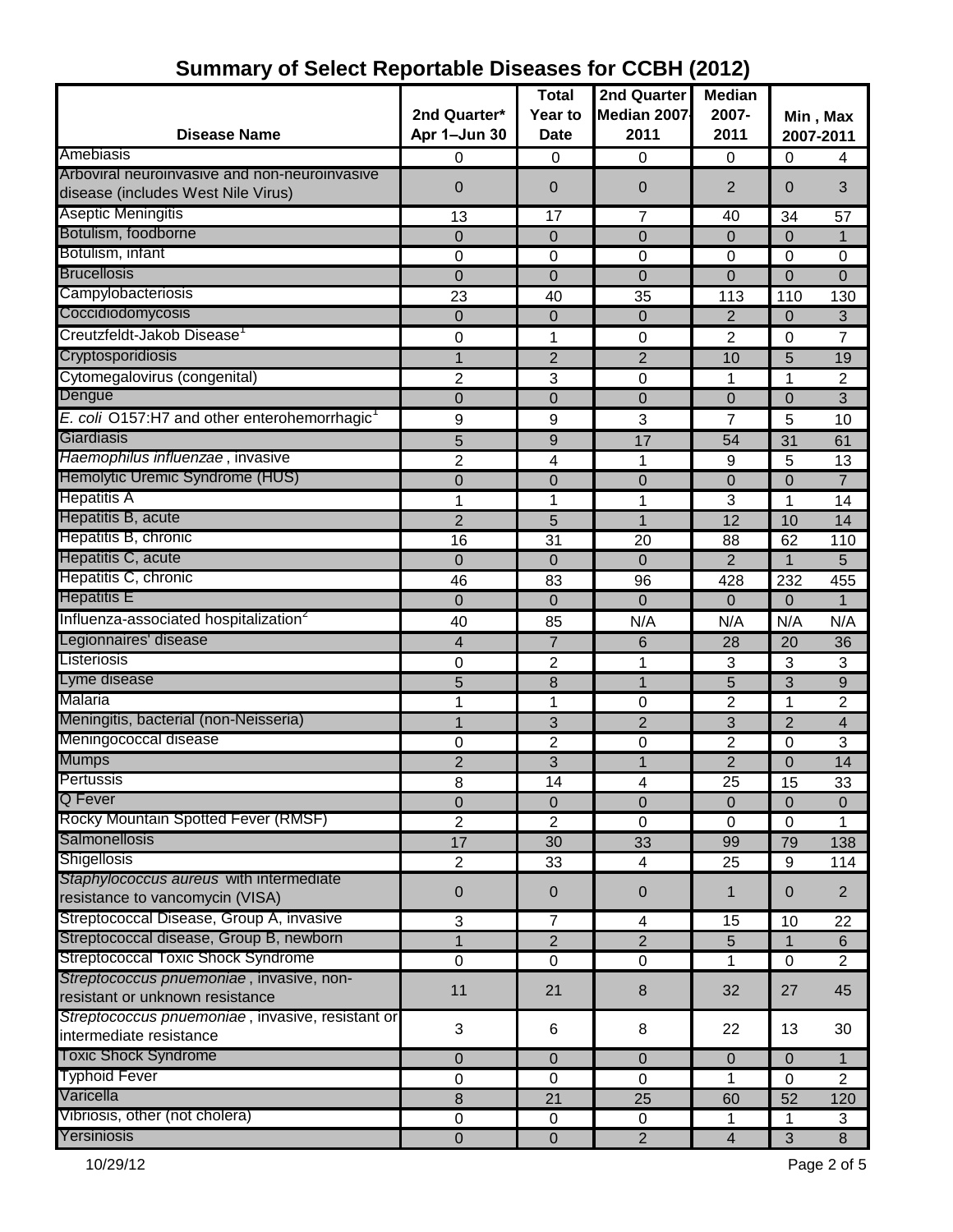# Summary of Select Reportable Diseases for CCBH (2012)

| Disease Name | 2nd Quarter* Apr 1–Jun 30 | Total Year to Date | 2nd Quarter Median 2007-2011 | Median 2007-2011 | Min , Max 2007-2011 | |
|---|---|---|---|---|---|---|
| Amebiasis | 0 | 0 | 0 | 0 | 0 | 4 |
| Arboviral neuroinvasive and non-neuroinvasive disease (includes West Nile Virus) | 0 | 0 | 0 | 2 | 0 | 3 |
| Aseptic Meningitis | 13 | 17 | 7 | 40 | 34 | 57 |
| Botulism, foodborne | 0 | 0 | 0 | 0 | 0 | 1 |
| Botulism, infant | 0 | 0 | 0 | 0 | 0 | 0 |
| Brucellosis | 0 | 0 | 0 | 0 | 0 | 0 |
| Campylobacteriosis | 23 | 40 | 35 | 113 | 110 | 130 |
| Coccidiodomycosis | 0 | 0 | 0 | 2 | 0 | 3 |
| Creutzfeldt-Jakob Disease[1] | 0 | 1 | 0 | 2 | 0 | 7 |
| Cryptosporidiosis | 1 | 2 | 2 | 10 | 5 | 19 |
| Cytomegalovirus (congenital) | 2 | 3 | 0 | 1 | 1 | 2 |
| Dengue | 0 | 0 | 0 | 0 | 0 | 3 |
| *E. coli* O157:H7 and other enterohemorrhagic[1] | 9 | 9 | 3 | 7 | 5 | 10 |
| Giardiasis | 5 | 9 | 17 | 54 | 31 | 61 |
| *Haemophilus influenzae* , invasive | 2 | 4 | 1 | 9 | 5 | 13 |
| Hemolytic Uremic Syndrome (HUS) | 0 | 0 | 0 | 0 | 0 | 7 |
| Hepatitis A | 1 | 1 | 1 | 3 | 1 | 14 |
| Hepatitis B, acute | 2 | 5 | 1 | 12 | 10 | 14 |
| Hepatitis B, chronic | 16 | 31 | 20 | 88 | 62 | 110 |
| Hepatitis C, acute | 0 | 0 | 0 | 2 | 1 | 5 |
| Hepatitis C, chronic | 46 | 83 | 96 | 428 | 232 | 455 |
| Hepatitis E | 0 | 0 | 0 | 0 | 0 | 1 |
| Influenza-associated hospitalization[2] | 40 | 85 | N/A | N/A | N/A | N/A |
| Legionnaires' disease | 4 | 7 | 6 | 28 | 20 | 36 |
| Listeriosis | 0 | 2 | 1 | 3 | 3 | 3 |
| Lyme disease | 5 | 8 | 1 | 5 | 3 | 9 |
| Malaria | 1 | 1 | 0 | 2 | 1 | 2 |
| Meningitis, bacterial (non-Neisseria) | 1 | 3 | 2 | 3 | 2 | 4 |
| Meningococcal disease | 0 | 2 | 0 | 2 | 0 | 3 |
| Mumps | 2 | 3 | 1 | 2 | 0 | 14 |
| Pertussis | 8 | 14 | 4 | 25 | 15 | 33 |
| Q Fever | 0 | 0 | 0 | 0 | 0 | 0 |
| Rocky Mountain Spotted Fever (RMSF) | 2 | 2 | 0 | 0 | 0 | 1 |
| Salmonellosis | 17 | 30 | 33 | 99 | 79 | 138 |
| Shigellosis | 2 | 33 | 4 | 25 | 9 | 114 |
| *Staphylococcus aureus* with intermediate resistance to vancomycin (VISA) | 0 | 0 | 0 | 1 | 0 | 2 |
| Streptococcal Disease, Group A, invasive | 3 | 7 | 4 | 15 | 10 | 22 |
| Streptococcal disease, Group B, newborn | 1 | 2 | 2 | 5 | 1 | 6 |
| Streptococcal Toxic Shock Syndrome | 0 | 0 | 0 | 1 | 0 | 2 |
| *Streptococcus pnuemoniae* , invasive, non-resistant or unknown resistance | 11 | 21 | 8 | 32 | 27 | 45 |
| *Streptococcus pnuemoniae* , invasive, resistant or intermediate resistance | 3 | 6 | 8 | 22 | 13 | 30 |
| Toxic Shock Syndrome | 0 | 0 | 0 | 0 | 0 | 1 |
| Typhoid Fever | 0 | 0 | 0 | 1 | 0 | 2 |
| Varicella | 8 | 21 | 25 | 60 | 52 | 120 |
| Vibriosis, other (not cholera) | 0 | 0 | 0 | 1 | 1 | 3 |
| Yersiniosis | 0 | 0 | 2 | 4 | 3 | 8 |

10/29/12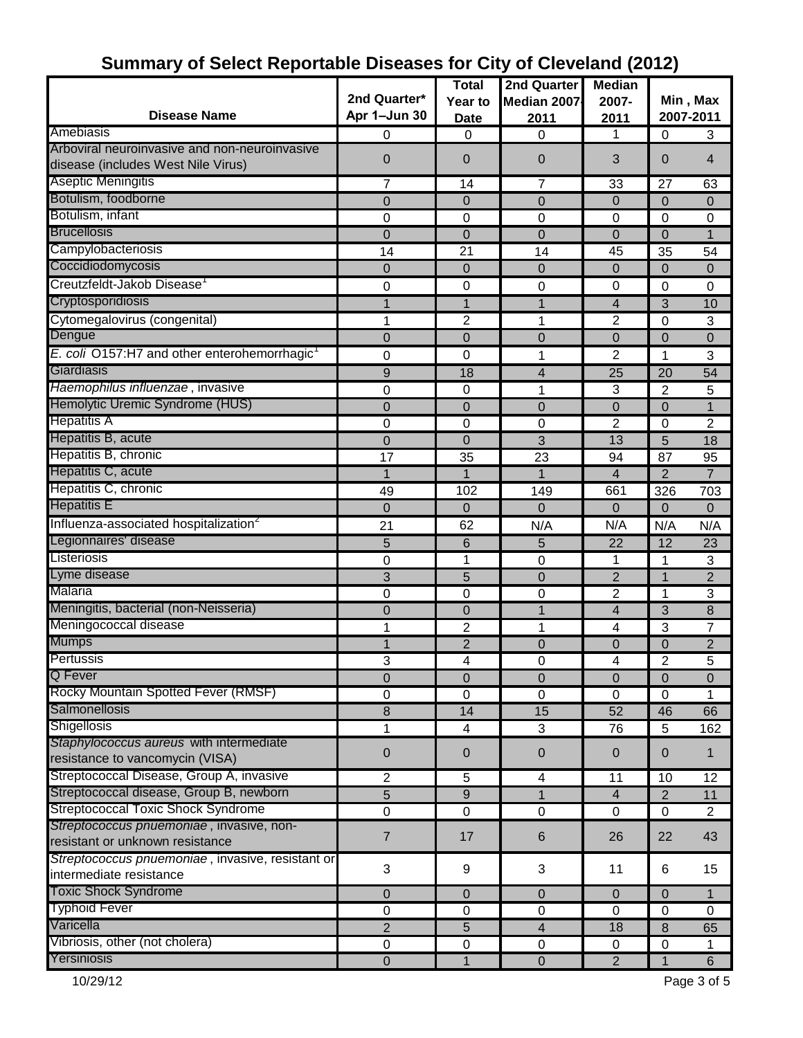# Summary of Select Reportable Diseases for City of Cleveland (2012)

| Disease Name | 2nd Quarter* Apr 1–Jun 30 | Total Year to Date | 2nd Quarter Median 2007-2011 | Median 2007-2011 | Min , Max 2007-2011 | |
|---|---|---|---|---|---|---|
| Amebiasis | 0 | 0 | 0 | 1 | 0 | 3 |
| Arboviral neuroinvasive and non-neuroinvasive disease (includes West Nile Virus) | 0 | 0 | 0 | 3 | 0 | 4 |
| Aseptic Meningitis | 7 | 14 | 7 | 33 | 27 | 63 |
| Botulism, foodborne | 0 | 0 | 0 | 0 | 0 | 0 |
| Botulism, infant | 0 | 0 | 0 | 0 | 0 | 0 |
| Brucellosis | 0 | 0 | 0 | 0 | 0 | 1 |
| Campylobacteriosis | 14 | 21 | 14 | 45 | 35 | 54 |
| Coccidiodomycosis | 0 | 0 | 0 | 0 | 0 | 0 |
| Creutzfeldt-Jakob Disease[1] | 0 | 0 | 0 | 0 | 0 | 0 |
| Cryptosporidiosis | 1 | 1 | 1 | 4 | 3 | 10 |
| Cytomegalovirus (congenital) | 1 | 2 | 1 | 2 | 0 | 3 |
| Dengue | 0 | 0 | 0 | 0 | 0 | 0 |
| *E. coli* O157:H7 and other enterohemorrhagic[1] | 0 | 0 | 1 | 2 | 1 | 3 |
| Giardiasis | 9 | 18 | 4 | 25 | 20 | 54 |
| *Haemophilus influenzae* , invasive | 0 | 0 | 1 | 3 | 2 | 5 |
| Hemolytic Uremic Syndrome (HUS) | 0 | 0 | 0 | 0 | 0 | 1 |
| Hepatitis A | 0 | 0 | 0 | 2 | 0 | 2 |
| Hepatitis B, acute | 0 | 0 | 3 | 13 | 5 | 18 |
| Hepatitis B, chronic | 17 | 35 | 23 | 94 | 87 | 95 |
| Hepatitis C, acute | 1 | 1 | 1 | 4 | 2 | 7 |
| Hepatitis C, chronic | 49 | 102 | 149 | 661 | 326 | 703 |
| Hepatitis E | 0 | 0 | 0 | 0 | 0 | 0 |
| Influenza-associated hospitalization[2] | 21 | 62 | N/A | N/A | N/A | N/A |
| Legionnaires' disease | 5 | 6 | 5 | 22 | 12 | 23 |
| Listeriosis | 0 | 1 | 0 | 1 | 1 | 3 |
| Lyme disease | 3 | 5 | 0 | 2 | 1 | 2 |
| Malaria | 0 | 0 | 0 | 2 | 1 | 3 |
| Meningitis, bacterial (non-Neisseria) | 0 | 0 | 1 | 4 | 3 | 8 |
| Meningococcal disease | 1 | 2 | 1 | 4 | 3 | 7 |
| Mumps | 1 | 2 | 0 | 0 | 0 | 2 |
| Pertussis | 3 | 4 | 0 | 4 | 2 | 5 |
| Q Fever | 0 | 0 | 0 | 0 | 0 | 0 |
| Rocky Mountain Spotted Fever (RMSF) | 0 | 0 | 0 | 0 | 0 | 1 |
| Salmonellosis | 8 | 14 | 15 | 52 | 46 | 66 |
| Shigellosis | 1 | 4 | 3 | 76 | 5 | 162 |
| *Staphylococcus aureus* with intermediate resistance to vancomycin (VISA) | 0 | 0 | 0 | 0 | 0 | 1 |
| Streptococcal Disease, Group A, invasive | 2 | 5 | 4 | 11 | 10 | 12 |
| Streptococcal disease, Group B, newborn | 5 | 9 | 1 | 4 | 2 | 11 |
| Streptococcal Toxic Shock Syndrome | 0 | 0 | 0 | 0 | 0 | 2 |
| *Streptococcus pnuemoniae* , invasive, non-resistant or unknown resistance | 7 | 17 | 6 | 26 | 22 | 43 |
| *Streptococcus pnuemoniae* , invasive, resistant or intermediate resistance | 3 | 9 | 3 | 11 | 6 | 15 |
| Toxic Shock Syndrome | 0 | 0 | 0 | 0 | 0 | 1 |
| Typhoid Fever | 0 | 0 | 0 | 0 | 0 | 0 |
| Varicella | 2 | 5 | 4 | 18 | 8 | 65 |
| Vibriosis, other (not cholera) | 0 | 0 | 0 | 0 | 0 | 1 |
| Yersiniosis | 0 | 1 | 0 | 2 | 1 | 6 |

10/29/12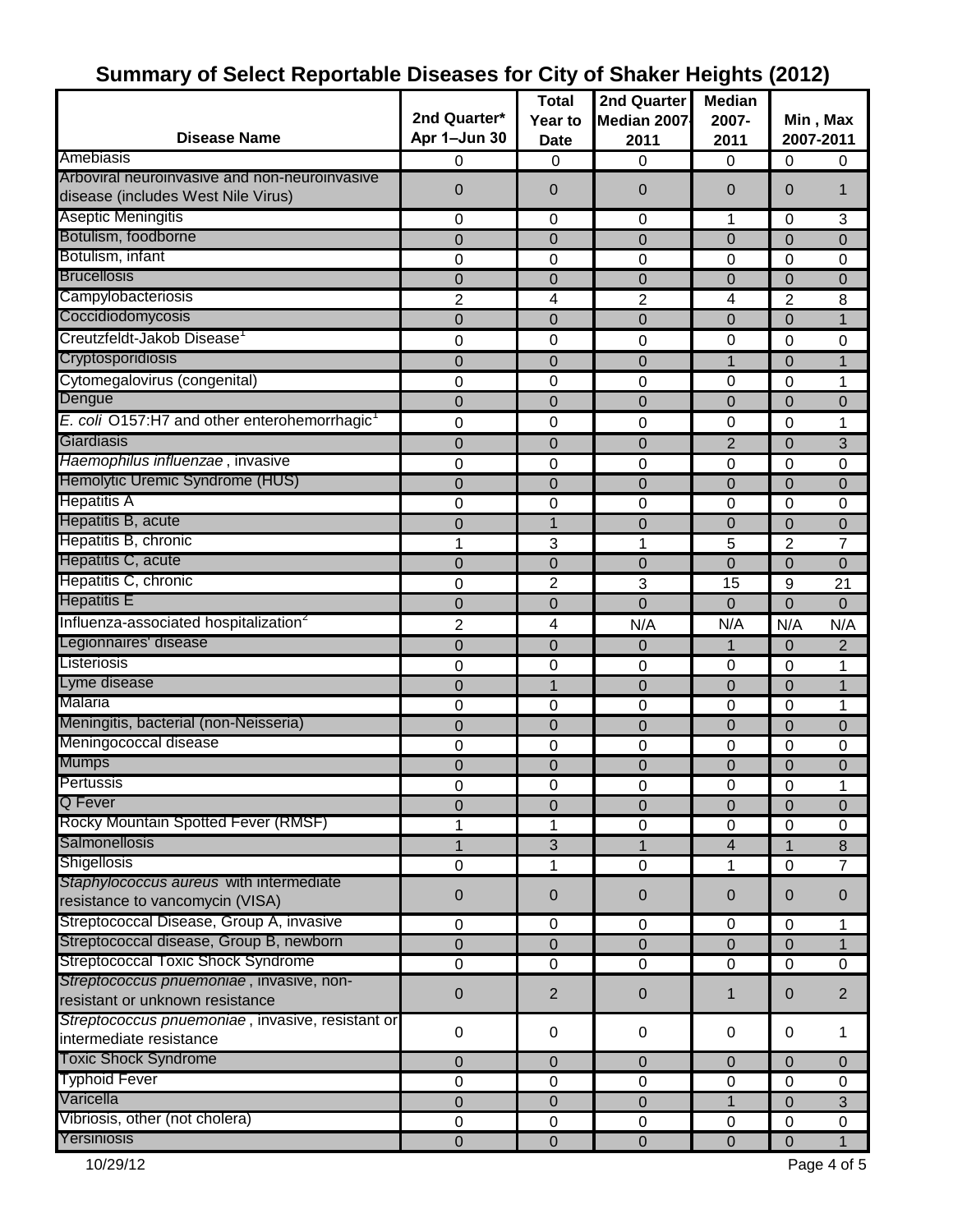# Summary of Select Reportable Diseases for City of Shaker Heights (2012)

| Disease Name | 2nd Quarter* Apr 1–Jun 30 | Total Year to Date | 2nd Quarter Median 2007-2011 | Median 2007-2011 | Min , Max 2007-2011 | |
|---|---|---|---|---|---|---|
| Amebiasis | 0 | 0 | 0 | 0 | 0 | 0 |
| Arboviral neuroinvasive and non-neuroinvasive disease (includes West Nile Virus) | 0 | 0 | 0 | 0 | 0 | 1 |
| Aseptic Meningitis | 0 | 0 | 0 | 1 | 0 | 3 |
| Botulism, foodborne | 0 | 0 | 0 | 0 | 0 | 0 |
| Botulism, infant | 0 | 0 | 0 | 0 | 0 | 0 |
| Brucellosis | 0 | 0 | 0 | 0 | 0 | 0 |
| Campylobacteriosis | 2 | 4 | 2 | 4 | 2 | 8 |
| Coccidiodomycosis | 0 | 0 | 0 | 0 | 0 | 1 |
| Creutzfeldt-Jakob Disease[1] | 0 | 0 | 0 | 0 | 0 | 0 |
| Cryptosporidiosis | 0 | 0 | 0 | 1 | 0 | 1 |
| Cytomegalovirus (congenital) | 0 | 0 | 0 | 0 | 0 | 1 |
| Dengue | 0 | 0 | 0 | 0 | 0 | 0 |
| *E. coli* O157:H7 and other enterohemorrhagic[1] | 0 | 0 | 0 | 0 | 0 | 1 |
| Giardiasis | 0 | 0 | 0 | 2 | 0 | 3 |
| *Haemophilus influenzae* , invasive | 0 | 0 | 0 | 0 | 0 | 0 |
| Hemolytic Uremic Syndrome (HUS) | 0 | 0 | 0 | 0 | 0 | 0 |
| Hepatitis A | 0 | 0 | 0 | 0 | 0 | 0 |
| Hepatitis B, acute | 0 | 1 | 0 | 0 | 0 | 0 |
| Hepatitis B, chronic | 1 | 3 | 1 | 5 | 2 | 7 |
| Hepatitis C, acute | 0 | 0 | 0 | 0 | 0 | 0 |
| Hepatitis C, chronic | 0 | 2 | 3 | 15 | 9 | 21 |
| Hepatitis E | 0 | 0 | 0 | 0 | 0 | 0 |
| Influenza-associated hospitalization[2] | 2 | 4 | N/A | N/A | N/A | N/A |
| Legionnaires' disease | 0 | 0 | 0 | 1 | 0 | 2 |
| Listeriosis | 0 | 0 | 0 | 0 | 0 | 1 |
| Lyme disease | 0 | 1 | 0 | 0 | 0 | 1 |
| Malaria | 0 | 0 | 0 | 0 | 0 | 1 |
| Meningitis, bacterial (non-Neisseria) | 0 | 0 | 0 | 0 | 0 | 0 |
| Meningococcal disease | 0 | 0 | 0 | 0 | 0 | 0 |
| Mumps | 0 | 0 | 0 | 0 | 0 | 0 |
| Pertussis | 0 | 0 | 0 | 0 | 0 | 1 |
| Q Fever | 0 | 0 | 0 | 0 | 0 | 0 |
| Rocky Mountain Spotted Fever (RMSF) | 1 | 1 | 0 | 0 | 0 | 0 |
| Salmonellosis | 1 | 3 | 1 | 4 | 1 | 8 |
| Shigellosis | 0 | 1 | 0 | 1 | 0 | 7 |
| *Staphylococcus aureus* with intermediate resistance to vancomycin (VISA) | 0 | 0 | 0 | 0 | 0 | 0 |
| Streptococcal Disease, Group A, invasive | 0 | 0 | 0 | 0 | 0 | 1 |
| Streptococcal disease, Group B, newborn | 0 | 0 | 0 | 0 | 0 | 1 |
| Streptococcal Toxic Shock Syndrome | 0 | 0 | 0 | 0 | 0 | 0 |
| *Streptococcus pnuemoniae* , invasive, non-resistant or unknown resistance | 0 | 2 | 0 | 1 | 0 | 2 |
| *Streptococcus pnuemoniae* , invasive, resistant or intermediate resistance | 0 | 0 | 0 | 0 | 0 | 1 |
| Toxic Shock Syndrome | 0 | 0 | 0 | 0 | 0 | 0 |
| Typhoid Fever | 0 | 0 | 0 | 0 | 0 | 0 |
| Varicella | 0 | 0 | 0 | 1 | 0 | 3 |
| Vibriosis, other (not cholera) | 0 | 0 | 0 | 0 | 0 | 0 |
| Yersiniosis | 0 | 0 | 0 | 0 | 0 | 1 |

10/29/12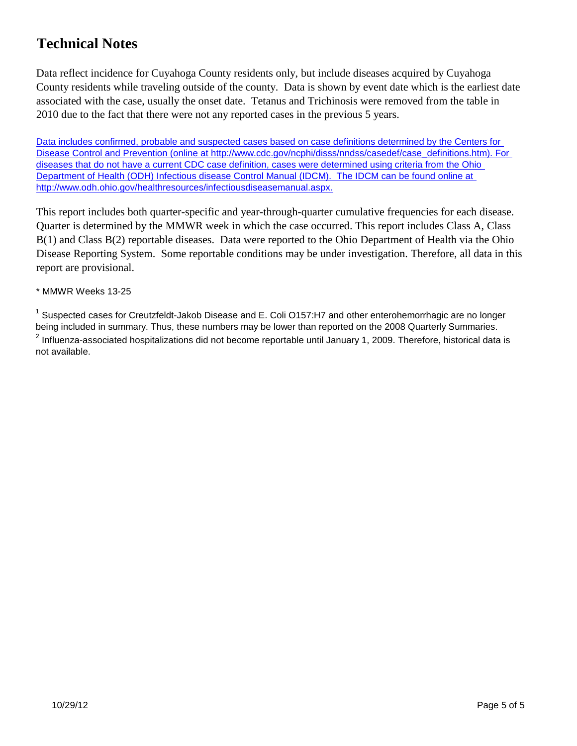# Technical Notes

Data reflect incidence for Cuyahoga County residents only, but include diseases acquired by Cuyahoga County residents while traveling outside of the county. Data is shown by event date which is the earliest date associated with the case, usually the onset date. Tetanus and Trichinosis were removed from the table in 2010 due to the fact that there were not any reported cases in the previous 5 years.

Data includes confirmed, probable and suspected cases based on case definitions determined by the Centers for Disease Control and Prevention (online at http://www.cdc.gov/ncphi/disss/nndss/casedef/case_definitions.htm). For diseases that do not have a current CDC case definition, cases were determined using criteria from the Ohio Department of Health (ODH) Infectious disease Control Manual (IDCM). The IDCM can be found online at http://www.odh.ohio.gov/healthresources/infectiousdiseasemanual.aspx.

This report includes both quarter-specific and year-through-quarter cumulative frequencies for each disease. Quarter is determined by the MMWR week in which the case occurred. This report includes Class A, Class B(1) and Class B(2) reportable diseases. Data were reported to the Ohio Department of Health via the Ohio Disease Reporting System. Some reportable conditions may be under investigation. Therefore, all data in this report are provisional.

* MMWR Weeks 13-25

[1] Suspected cases for Creutzfeldt-Jakob Disease and E. Coli O157:H7 and other enterohemorrhagic are no longer being included in summary. Thus, these numbers may be lower than reported on the 2008 Quarterly Summaries.

[2] Influenza-associated hospitalizations did not become reportable until January 1, 2009. Therefore, historical data is not available.

10/29/12